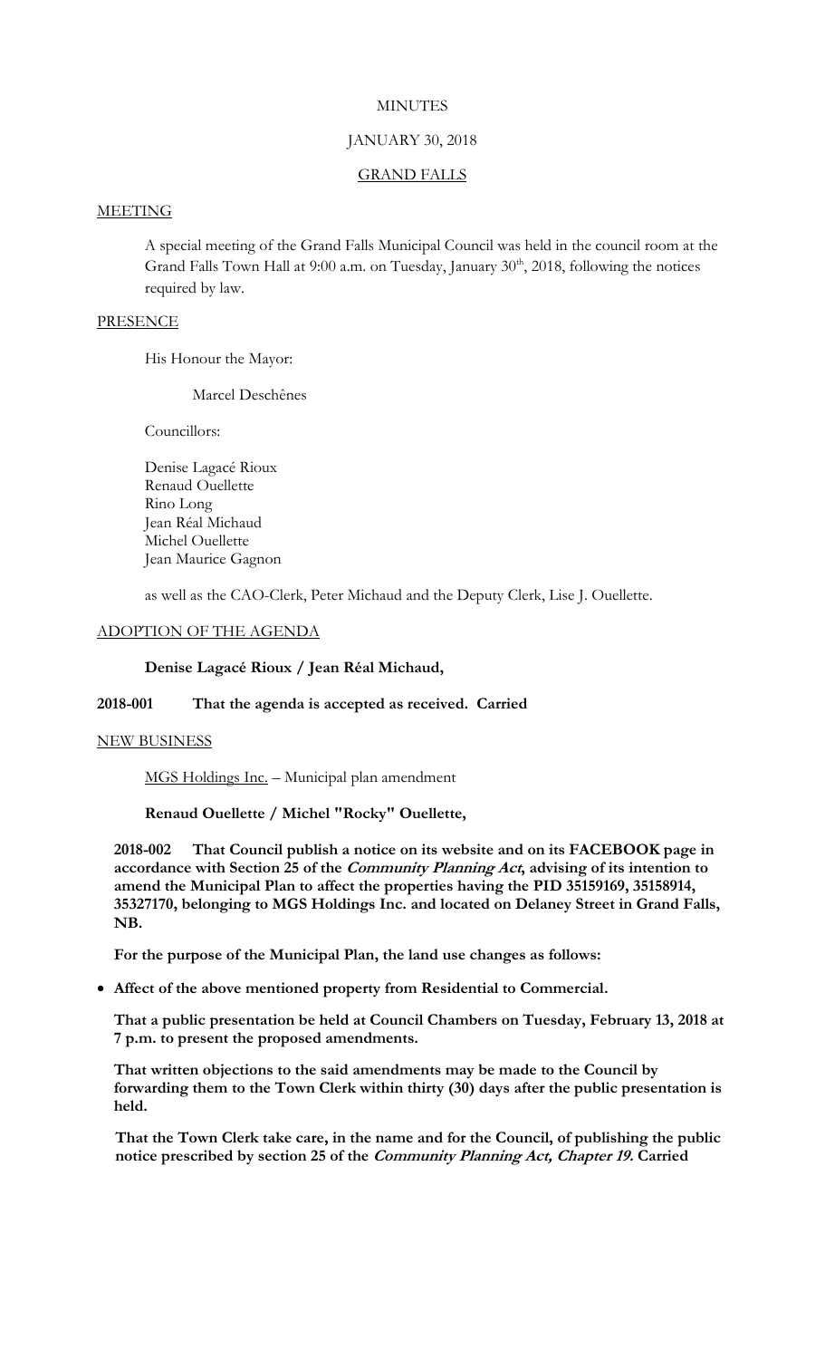MINUTES

JANUARY 30, 2018

GRAND FALLS

MEETING

A special meeting of the Grand Falls Municipal Council was held in the council room at the Grand Falls Town Hall at 9:00 a.m. on Tuesday, January 30th, 2018, following the notices required by law.

PRESENCE

His Honour the Mayor:

Marcel Deschênes

Councillors:

Denise Lagacé Rioux
Renaud Ouellette
Rino Long
Jean Réal Michaud
Michel Ouellette
Jean Maurice Gagnon

as well as the CAO-Clerk, Peter Michaud and the Deputy Clerk, Lise J. Ouellette.

ADOPTION OF THE AGENDA

**Denise Lagacé Rioux / Jean Réal Michaud,**

**2018-001 That the agenda is accepted as received. Carried**

NEW BUSINESS

MGS Holdings Inc. – Municipal plan amendment

**Renaud Ouellette / Michel "Rocky" Ouellette,**

**2018-002 That Council publish a notice on its website and on its FACEBOOK page in accordance with Section 25 of the *Community Planning Act*, advising of its intention to amend the Municipal Plan to affect the properties having the PID 35159169, 35158914, 35327170, belonging to MGS Holdings Inc. and located on Delaney Street in Grand Falls, NB.**

**For the purpose of the Municipal Plan, the land use changes as follows:**

- **Affect of the above mentioned property from Residential to Commercial.**

**That a public presentation be held at Council Chambers on Tuesday, February 13, 2018 at 7 p.m. to present the proposed amendments.**

**That written objections to the said amendments may be made to the Council by forwarding them to the Town Clerk within thirty (30) days after the public presentation is held.**

**That the Town Clerk take care, in the name and for the Council, of publishing the public notice prescribed by section 25 of the *Community Planning Act, Chapter 19.* Carried**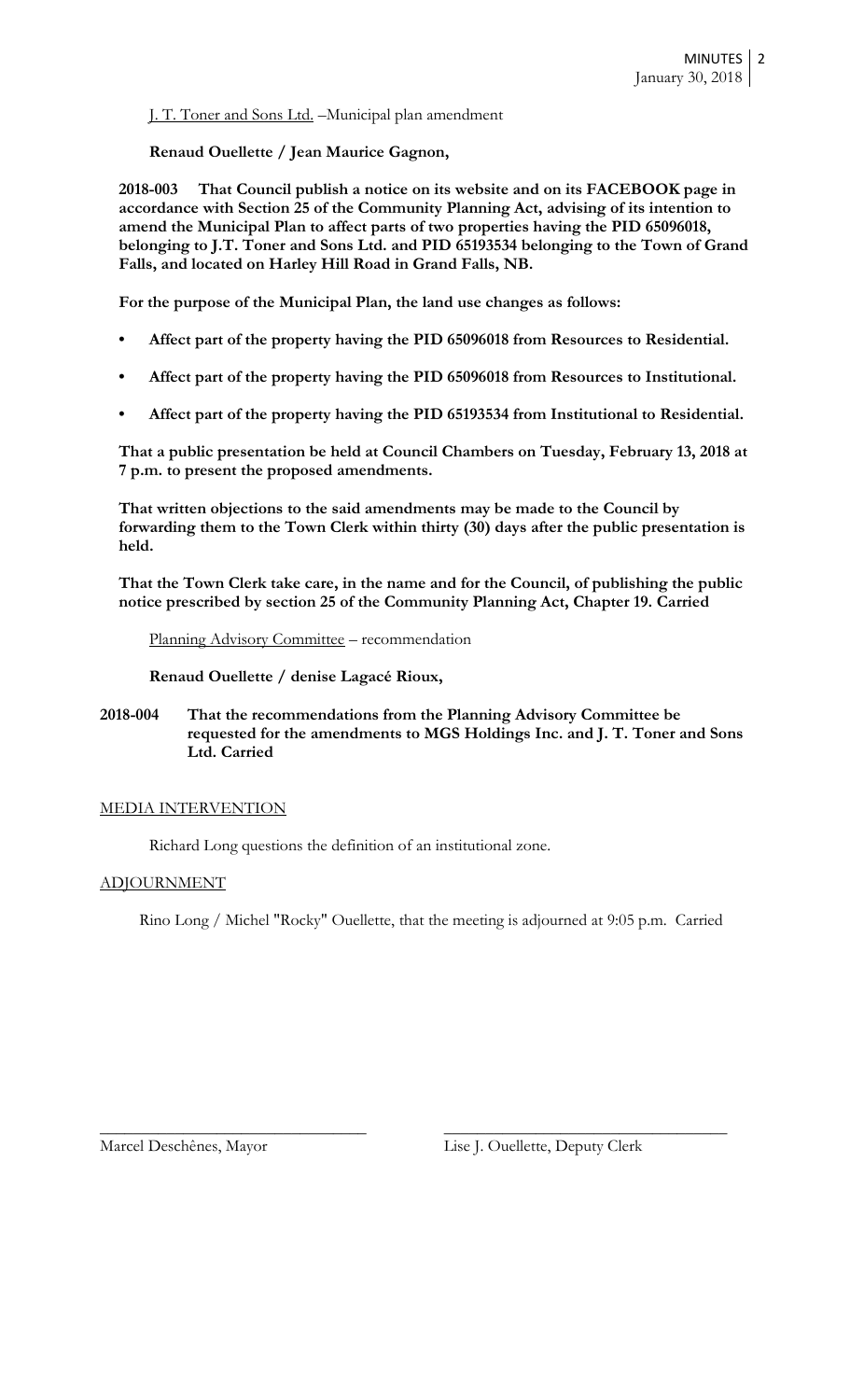J. T. Toner and Sons Ltd. –Municipal plan amendment

**Renaud Ouellette / Jean Maurice Gagnon,**

**2018-003 That Council publish a notice on its website and on its FACEBOOK page in accordance with Section 25 of the Community Planning Act, advising of its intention to amend the Municipal Plan to affect parts of two properties having the PID 65096018, belonging to J.T. Toner and Sons Ltd. and PID 65193534 belonging to the Town of Grand Falls, and located on Harley Hill Road in Grand Falls, NB.**

**For the purpose of the Municipal Plan, the land use changes as follows:**

- **Affect part of the property having the PID 65096018 from Resources to Residential.**
- **Affect part of the property having the PID 65096018 from Resources to Institutional.**
- **Affect part of the property having the PID 65193534 from Institutional to Residential.**

**That a public presentation be held at Council Chambers on Tuesday, February 13, 2018 at 7 p.m. to present the proposed amendments.**

**That written objections to the said amendments may be made to the Council by forwarding them to the Town Clerk within thirty (30) days after the public presentation is held.**

**That the Town Clerk take care, in the name and for the Council, of publishing the public notice prescribed by section 25 of the Community Planning Act, Chapter 19. Carried**

Planning Advisory Committee – recommendation

**Renaud Ouellette / denise Lagacé Rioux,**

**2018-004 That the recommendations from the Planning Advisory Committee be requested for the amendments to MGS Holdings Inc. and J. T. Toner and Sons Ltd. Carried**

MEDIA INTERVENTION

Richard Long questions the definition of an institutional zone.

ADJOURNMENT

Rino Long / Michel "Rocky" Ouellette, that the meeting is adjourned at 9:05 p.m. Carried

Marcel Deschênes, Mayor

Lise J. Ouellette, Deputy Clerk